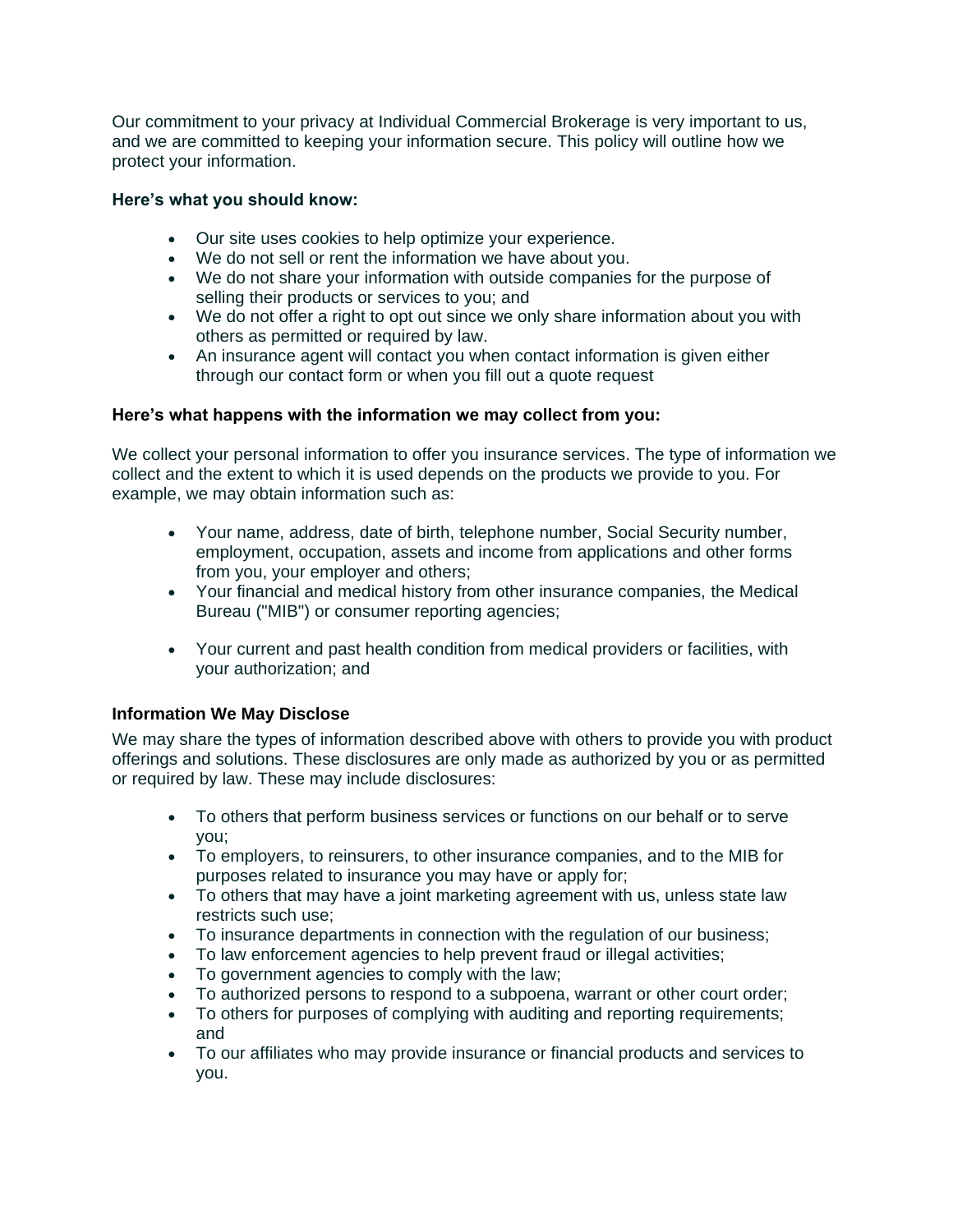Our commitment to your privacy at Individual Commercial Brokerage is very important to us, and we are committed to keeping your information secure. This policy will outline how we protect your information.

**Here's what you should know:**

- Our site uses cookies to help optimize your experience.
- We do not sell or rent the information we have about you.
- We do not share your information with outside companies for the purpose of selling their products or services to you; and
- We do not offer a right to opt out since we only share information about you with others as permitted or required by law.
- An insurance agent will contact you when contact information is given either through our contact form or when you fill out a quote request

**Here's what happens with the information we may collect from you:**

We collect your personal information to offer you insurance services. The type of information we collect and the extent to which it is used depends on the products we provide to you. For example, we may obtain information such as:

- Your name, address, date of birth, telephone number, Social Security number, employment, occupation, assets and income from applications and other forms from you, your employer and others;
- Your financial and medical history from other insurance companies, the Medical Bureau ("MIB") or consumer reporting agencies;
- Your current and past health condition from medical providers or facilities, with your authorization; and

**Information We May Disclose**

We may share the types of information described above with others to provide you with product offerings and solutions. These disclosures are only made as authorized by you or as permitted or required by law. These may include disclosures:

- To others that perform business services or functions on our behalf or to serve you;
- To employers, to reinsurers, to other insurance companies, and to the MIB for purposes related to insurance you may have or apply for;
- To others that may have a joint marketing agreement with us, unless state law restricts such use;
- To insurance departments in connection with the regulation of our business;
- To law enforcement agencies to help prevent fraud or illegal activities;
- To government agencies to comply with the law;
- To authorized persons to respond to a subpoena, warrant or other court order;
- To others for purposes of complying with auditing and reporting requirements; and
- To our affiliates who may provide insurance or financial products and services to you.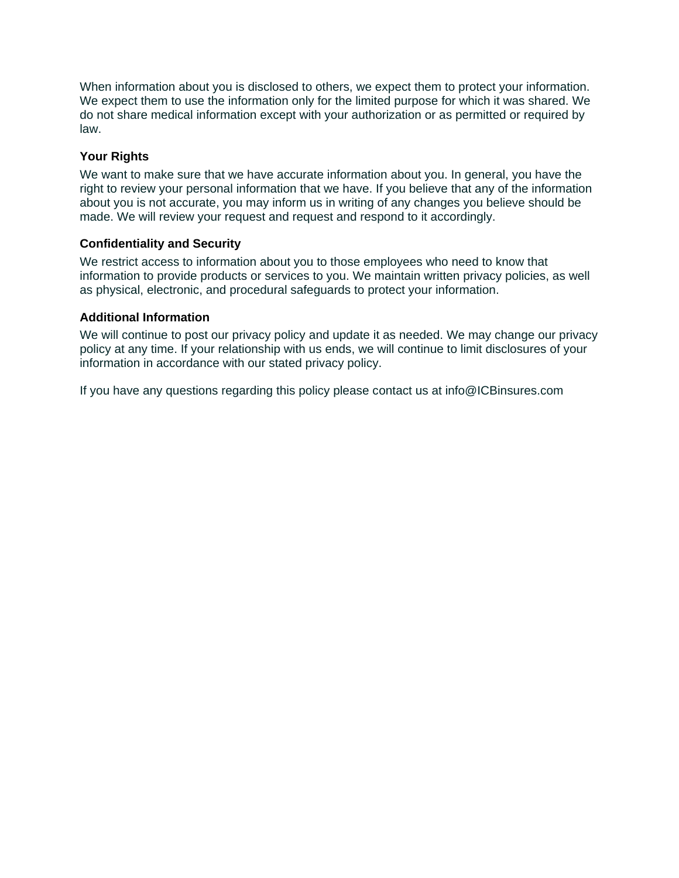When information about you is disclosed to others, we expect them to protect your information. We expect them to use the information only for the limited purpose for which it was shared. We do not share medical information except with your authorization or as permitted or required by law.

**Your Rights**

We want to make sure that we have accurate information about you. In general, you have the right to review your personal information that we have. If you believe that any of the information about you is not accurate, you may inform us in writing of any changes you believe should be made. We will review your request and request and respond to it accordingly.

**Confidentiality and Security**

We restrict access to information about you to those employees who need to know that information to provide products or services to you. We maintain written privacy policies, as well as physical, electronic, and procedural safeguards to protect your information.

**Additional Information**

We will continue to post our privacy policy and update it as needed. We may change our privacy policy at any time. If your relationship with us ends, we will continue to limit disclosures of your information in accordance with our stated privacy policy.

If you have any questions regarding this policy please contact us at info@ICBinsures.com